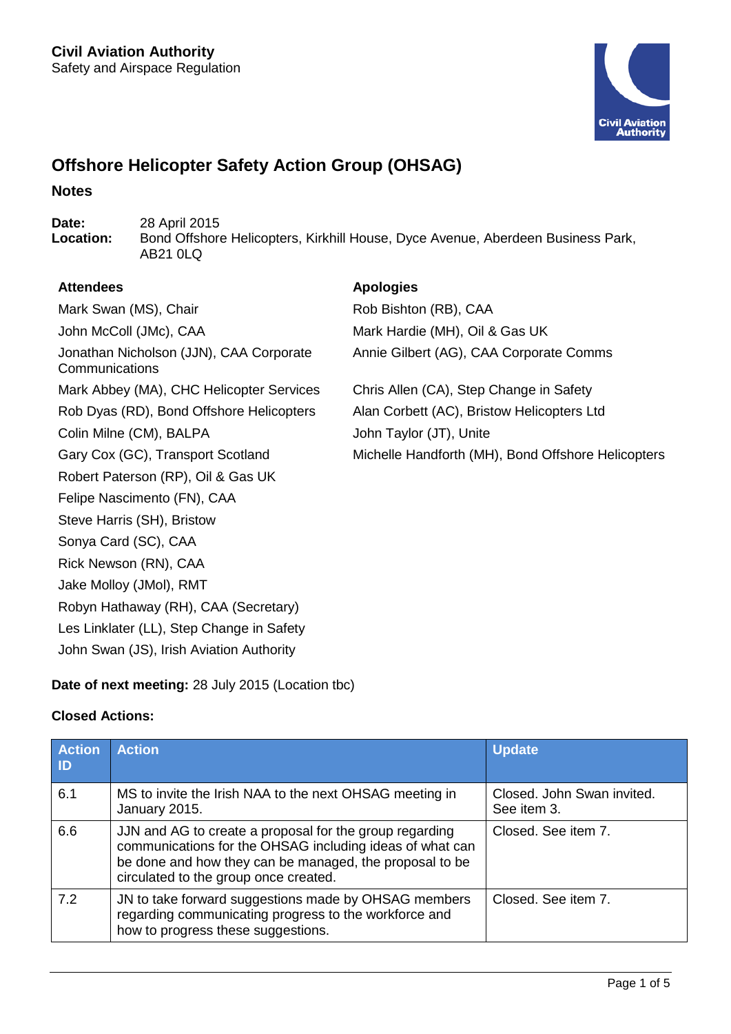**Civil Aviation Authority**
Safety and Airspace Regulation

# Offshore Helicopter Safety Action Group (OHSAG)

## Notes

**Date:** 28 April 2015
**Location:** Bond Offshore Helicopters, Kirkhill House, Dyce Avenue, Aberdeen Business Park, AB21 0LQ

| Attendees | Apologies |
|---|---|
| Mark Swan (MS), Chair | Rob Bishton (RB), CAA |
| John McColl (JMc), CAA | Mark Hardie (MH), Oil & Gas UK |
| Jonathan Nicholson (JJN), CAA Corporate Communications | Annie Gilbert (AG), CAA Corporate Comms |
| Mark Abbey (MA), CHC Helicopter Services | Chris Allen (CA), Step Change in Safety |
| Rob Dyas (RD), Bond Offshore Helicopters | Alan Corbett (AC), Bristow Helicopters Ltd |
| Colin Milne (CM), BALPA | John Taylor (JT), Unite |
| Gary Cox (GC), Transport Scotland | Michelle Handforth (MH), Bond Offshore Helicopters |
| Robert Paterson (RP), Oil & Gas UK | |
| Felipe Nascimento (FN), CAA | |
| Steve Harris (SH), Bristow | |
| Sonya Card (SC), CAA | |
| Rick Newson (RN), CAA | |
| Jake Molloy (JMol), RMT | |
| Robyn Hathaway (RH), CAA (Secretary) | |
| Les Linklater (LL), Step Change in Safety | |
| John Swan (JS), Irish Aviation Authority | |

**Date of next meeting:** 28 July 2015 (Location tbc)

**Closed Actions:**

| Action ID | Action | Update |
|---|---|---|
| 6.1 | MS to invite the Irish NAA to the next OHSAG meeting in January 2015. | Closed. John Swan invited. See item 3. |
| 6.6 | JJN and AG to create a proposal for the group regarding communications for the OHSAG including ideas of what can be done and how they can be managed, the proposal to be circulated to the group once created. | Closed. See item 7. |
| 7.2 | JN to take forward suggestions made by OHSAG members regarding communicating progress to the workforce and how to progress these suggestions. | Closed. See item 7. |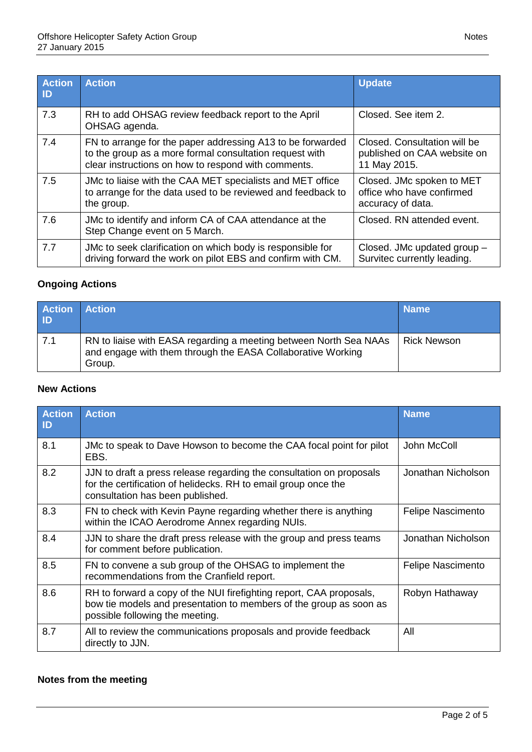| Action ID | Action | Update |
|---|---|---|
| 7.3 | RH to add OHSAG review feedback report to the April OHSAG agenda. | Closed. See item 2. |
| 7.4 | FN to arrange for the paper addressing A13 to be forwarded to the group as a more formal consultation request with clear instructions on how to respond with comments. | Closed. Consultation will be published on CAA website on 11 May 2015. |
| 7.5 | JMc to liaise with the CAA MET specialists and MET office to arrange for the data used to be reviewed and feedback to the group. | Closed. JMc spoken to MET office who have confirmed accuracy of data. |
| 7.6 | JMc to identify and inform CA of CAA attendance at the Step Change event on 5 March. | Closed. RN attended event. |
| 7.7 | JMc to seek clarification on which body is responsible for driving forward the work on pilot EBS and confirm with CM. | Closed. JMc updated group – Survitec currently leading. |

**Ongoing Actions**

| Action ID | Action | Name |
|---|---|---|
| 7.1 | RN to liaise with EASA regarding a meeting between North Sea NAAs and engage with them through the EASA Collaborative Working Group. | Rick Newson |

**New Actions**

| Action ID | Action | Name |
|---|---|---|
| 8.1 | JMc to speak to Dave Howson to become the CAA focal point for pilot EBS. | John McColl |
| 8.2 | JJN to draft a press release regarding the consultation on proposals for the certification of helidecks. RH to email group once the consultation has been published. | Jonathan Nicholson |
| 8.3 | FN to check with Kevin Payne regarding whether there is anything within the ICAO Aerodrome Annex regarding NUIs. | Felipe Nascimento |
| 8.4 | JJN to share the draft press release with the group and press teams for comment before publication. | Jonathan Nicholson |
| 8.5 | FN to convene a sub group of the OHSAG to implement the recommendations from the Cranfield report. | Felipe Nascimento |
| 8.6 | RH to forward a copy of the NUI firefighting report, CAA proposals, bow tie models and presentation to members of the group as soon as possible following the meeting. | Robyn Hathaway |
| 8.7 | All to review the communications proposals and provide feedback directly to JJN. | All |

**Notes from the meeting**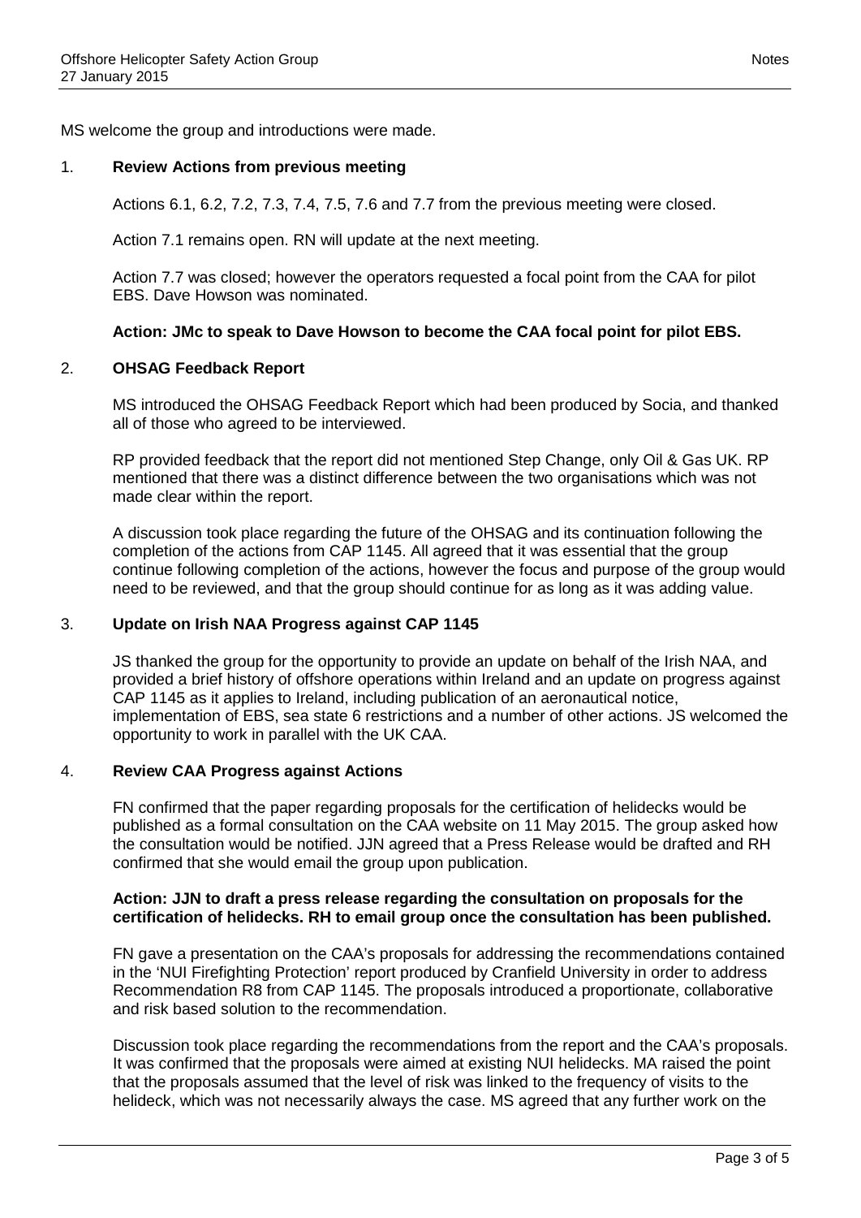MS welcome the group and introductions were made.

1. **Review Actions from previous meeting**

   Actions 6.1, 6.2, 7.2, 7.3, 7.4, 7.5, 7.6 and 7.7 from the previous meeting were closed.

   Action 7.1 remains open. RN will update at the next meeting.

   Action 7.7 was closed; however the operators requested a focal point from the CAA for pilot EBS. Dave Howson was nominated.

   **Action: JMc to speak to Dave Howson to become the CAA focal point for pilot EBS.**

2. **OHSAG Feedback Report**

   MS introduced the OHSAG Feedback Report which had been produced by Socia, and thanked all of those who agreed to be interviewed.

   RP provided feedback that the report did not mentioned Step Change, only Oil & Gas UK. RP mentioned that there was a distinct difference between the two organisations which was not made clear within the report.

   A discussion took place regarding the future of the OHSAG and its continuation following the completion of the actions from CAP 1145. All agreed that it was essential that the group continue following completion of the actions, however the focus and purpose of the group would need to be reviewed, and that the group should continue for as long as it was adding value.

3. **Update on Irish NAA Progress against CAP 1145**

   JS thanked the group for the opportunity to provide an update on behalf of the Irish NAA, and provided a brief history of offshore operations within Ireland and an update on progress against CAP 1145 as it applies to Ireland, including publication of an aeronautical notice, implementation of EBS, sea state 6 restrictions and a number of other actions. JS welcomed the opportunity to work in parallel with the UK CAA.

4. **Review CAA Progress against Actions**

   FN confirmed that the paper regarding proposals for the certification of helidecks would be published as a formal consultation on the CAA website on 11 May 2015. The group asked how the consultation would be notified. JJN agreed that a Press Release would be drafted and RH confirmed that she would email the group upon publication.

   **Action: JJN to draft a press release regarding the consultation on proposals for the certification of helidecks. RH to email group once the consultation has been published.**

   FN gave a presentation on the CAA's proposals for addressing the recommendations contained in the 'NUI Firefighting Protection' report produced by Cranfield University in order to address Recommendation R8 from CAP 1145. The proposals introduced a proportionate, collaborative and risk based solution to the recommendation.

   Discussion took place regarding the recommendations from the report and the CAA's proposals. It was confirmed that the proposals were aimed at existing NUI helidecks. MA raised the point that the proposals assumed that the level of risk was linked to the frequency of visits to the helideck, which was not necessarily always the case. MS agreed that any further work on the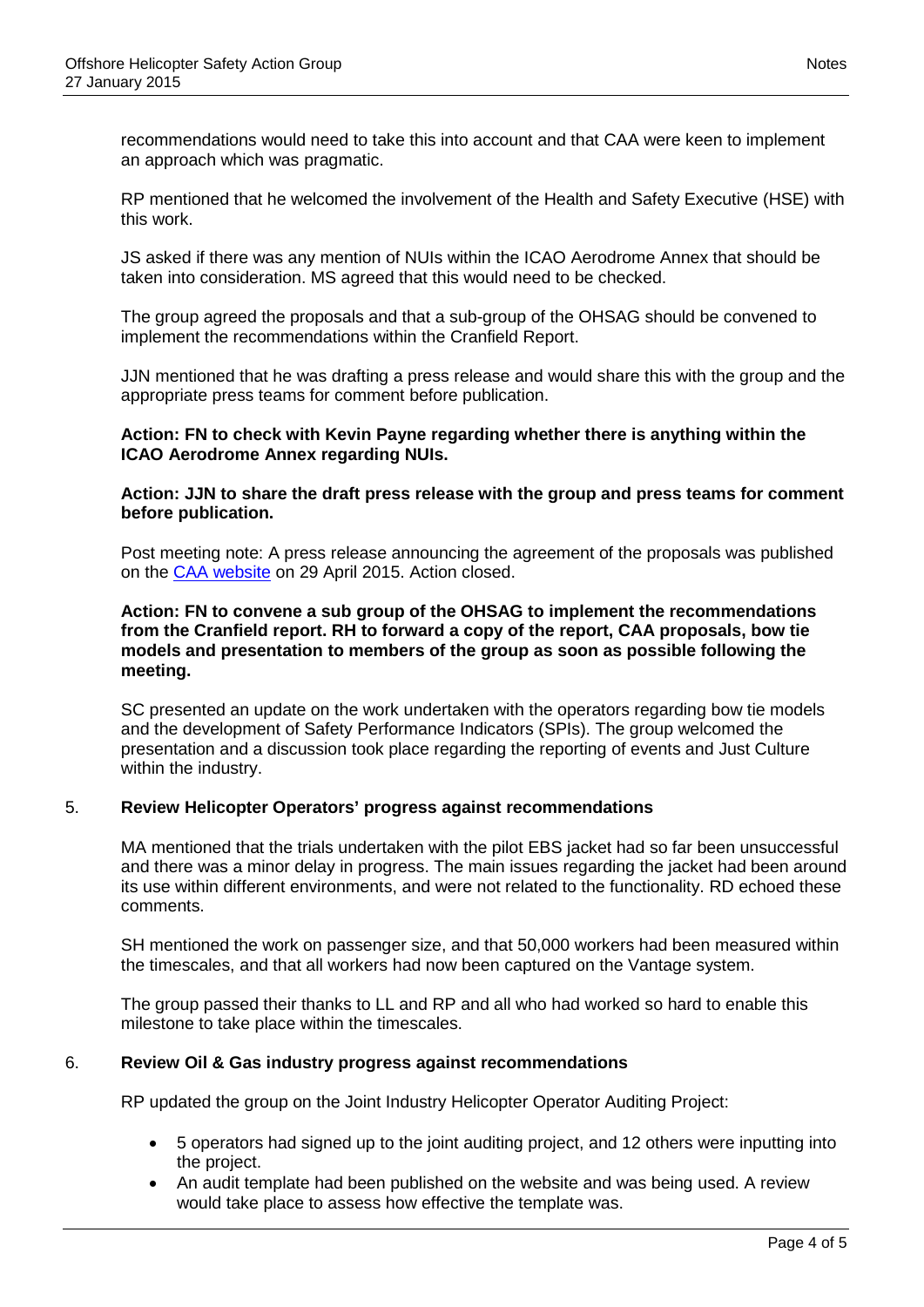recommendations would need to take this into account and that CAA were keen to implement an approach which was pragmatic.

RP mentioned that he welcomed the involvement of the Health and Safety Executive (HSE) with this work.

JS asked if there was any mention of NUIs within the ICAO Aerodrome Annex that should be taken into consideration. MS agreed that this would need to be checked.

The group agreed the proposals and that a sub-group of the OHSAG should be convened to implement the recommendations within the Cranfield Report.

JJN mentioned that he was drafting a press release and would share this with the group and the appropriate press teams for comment before publication.

**Action: FN to check with Kevin Payne regarding whether there is anything within the ICAO Aerodrome Annex regarding NUIs.**

**Action: JJN to share the draft press release with the group and press teams for comment before publication.**

Post meeting note: A press release announcing the agreement of the proposals was published on the CAA website on 29 April 2015. Action closed.

**Action: FN to convene a sub group of the OHSAG to implement the recommendations from the Cranfield report. RH to forward a copy of the report, CAA proposals, bow tie models and presentation to members of the group as soon as possible following the meeting.**

SC presented an update on the work undertaken with the operators regarding bow tie models and the development of Safety Performance Indicators (SPIs). The group welcomed the presentation and a discussion took place regarding the reporting of events and Just Culture within the industry.

## 5. Review Helicopter Operators' progress against recommendations

MA mentioned that the trials undertaken with the pilot EBS jacket had so far been unsuccessful and there was a minor delay in progress. The main issues regarding the jacket had been around its use within different environments, and were not related to the functionality. RD echoed these comments.

SH mentioned the work on passenger size, and that 50,000 workers had been measured within the timescales, and that all workers had now been captured on the Vantage system.

The group passed their thanks to LL and RP and all who had worked so hard to enable this milestone to take place within the timescales.

## 6. Review Oil & Gas industry progress against recommendations

RP updated the group on the Joint Industry Helicopter Operator Auditing Project:

- 5 operators had signed up to the joint auditing project, and 12 others were inputting into the project.
- An audit template had been published on the website and was being used. A review would take place to assess how effective the template was.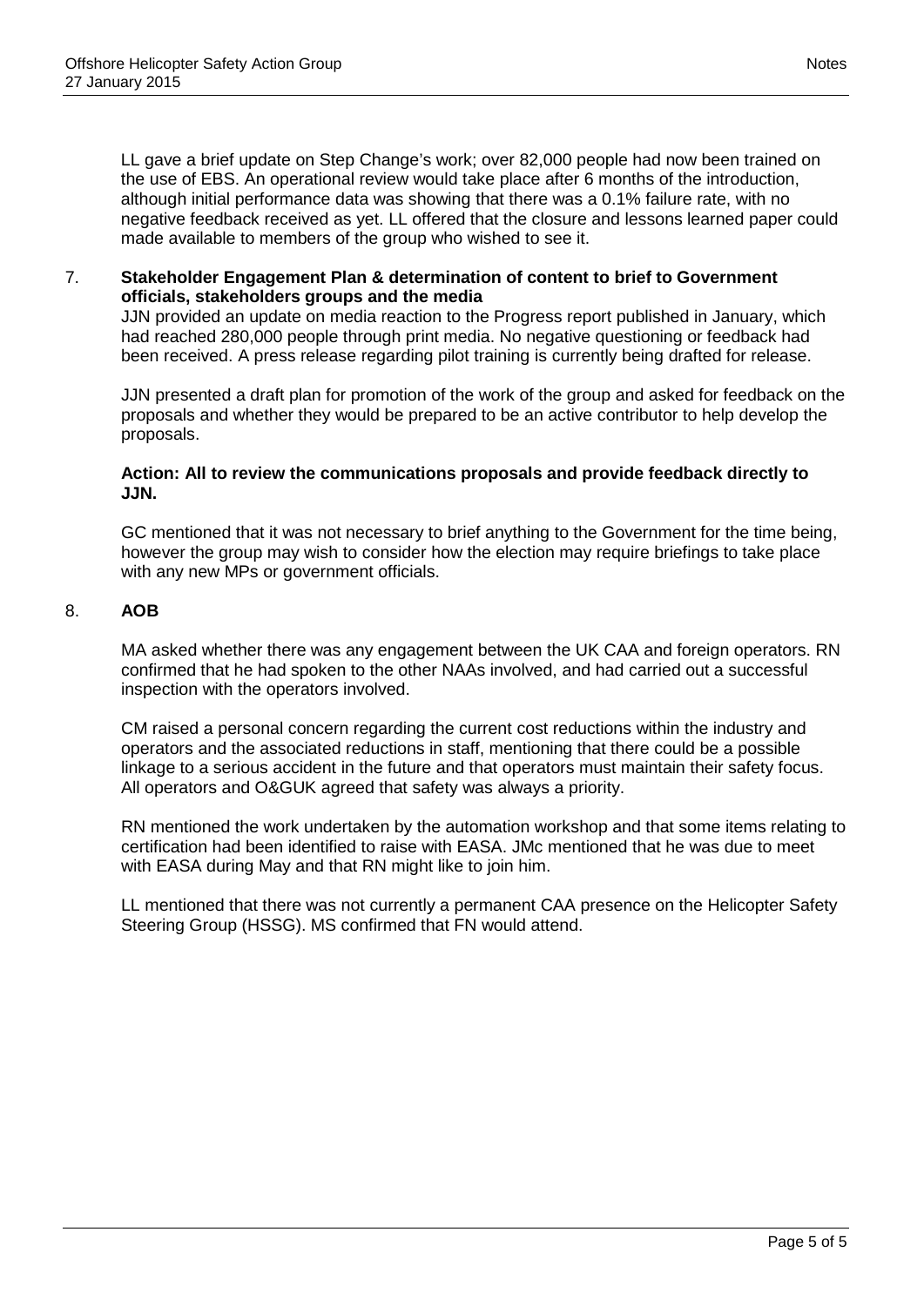LL gave a brief update on Step Change's work; over 82,000 people had now been trained on the use of EBS. An operational review would take place after 6 months of the introduction, although initial performance data was showing that there was a 0.1% failure rate, with no negative feedback received as yet. LL offered that the closure and lessons learned paper could made available to members of the group who wished to see it.

7. **Stakeholder Engagement Plan & determination of content to brief to Government officials, stakeholders groups and the media**

JJN provided an update on media reaction to the Progress report published in January, which had reached 280,000 people through print media. No negative questioning or feedback had been received. A press release regarding pilot training is currently being drafted for release.

JJN presented a draft plan for promotion of the work of the group and asked for feedback on the proposals and whether they would be prepared to be an active contributor to help develop the proposals.

**Action: All to review the communications proposals and provide feedback directly to JJN.**

GC mentioned that it was not necessary to brief anything to the Government for the time being, however the group may wish to consider how the election may require briefings to take place with any new MPs or government officials.

8. **AOB**

MA asked whether there was any engagement between the UK CAA and foreign operators. RN confirmed that he had spoken to the other NAAs involved, and had carried out a successful inspection with the operators involved.

CM raised a personal concern regarding the current cost reductions within the industry and operators and the associated reductions in staff, mentioning that there could be a possible linkage to a serious accident in the future and that operators must maintain their safety focus. All operators and O&GUK agreed that safety was always a priority.

RN mentioned the work undertaken by the automation workshop and that some items relating to certification had been identified to raise with EASA. JMc mentioned that he was due to meet with EASA during May and that RN might like to join him.

LL mentioned that there was not currently a permanent CAA presence on the Helicopter Safety Steering Group (HSSG). MS confirmed that FN would attend.